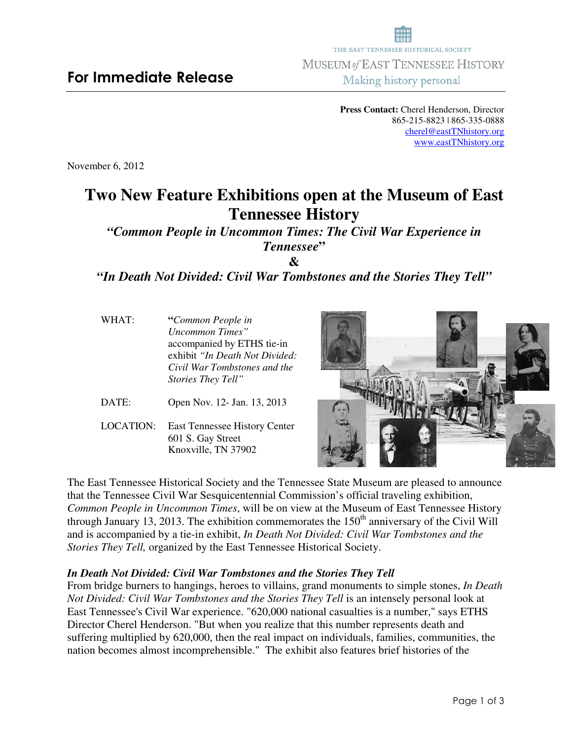THE EAST TENNESSEE HISTORICAL SOCIETY
MUSEUM *of* EAST TENNESSEE HISTORY
Making history personal

**For Immediate Release**

**Press Contact:** Cherel Henderson, Director
865-215-8823 | 865-335-0888
cherel@eastTNhistory.org
www.eastTNhistory.org

November 6, 2012

# Two New Feature Exhibitions open at the Museum of East Tennessee History

## *"Common People in Uncommon Times: The Civil War Experience in Tennessee"*
## &
## *"In Death Not Divided: Civil War Tombstones and the Stories They Tell"*

| | |
|---|---|
| WHAT: | "*Common People in Uncommon Times"* accompanied by ETHS tie-in exhibit *"In Death Not Divided: Civil War Tombstones and the Stories They Tell"* |
| DATE: | Open Nov. 12- Jan. 13, 2013 |
| LOCATION: | East Tennessee History Center<br>601 S. Gay Street<br>Knoxville, TN 37902 |

The East Tennessee Historical Society and the Tennessee State Museum are pleased to announce that the Tennessee Civil War Sesquicentennial Commission's official traveling exhibition, *Common People in Uncommon Times*, will be on view at the Museum of East Tennessee History through January 13, 2013. The exhibition commemorates the 150th anniversary of the Civil Will and is accompanied by a tie-in exhibit, *In Death Not Divided: Civil War Tombstones and the Stories They Tell,* organized by the East Tennessee Historical Society.

***In Death Not Divided: Civil War Tombstones and the Stories They Tell***
From bridge burners to hangings, heroes to villains, grand monuments to simple stones, *In Death Not Divided: Civil War Tombstones and the Stories They Tell* is an intensely personal look at East Tennessee's Civil War experience. "620,000 national casualties is a number," says ETHS Director Cherel Henderson. "But when you realize that this number represents death and suffering multiplied by 620,000, then the real impact on individuals, families, communities, the nation becomes almost incomprehensible." The exhibit also features brief histories of the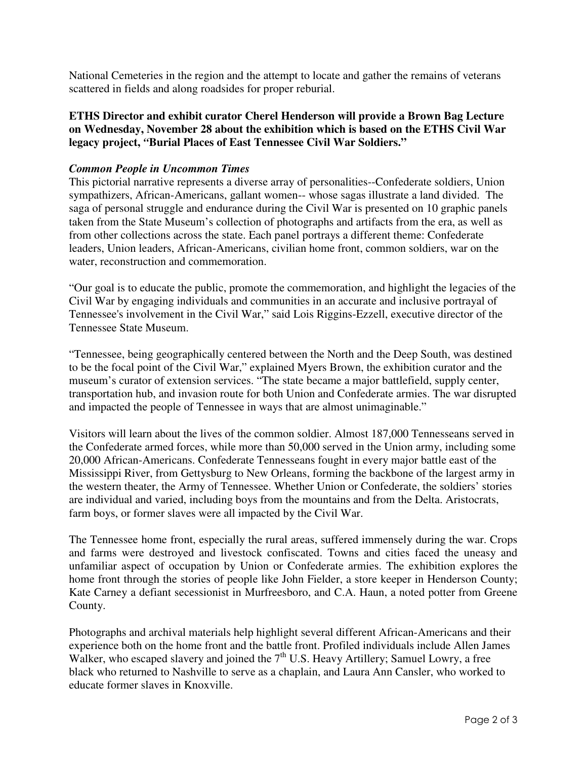National Cemeteries in the region and the attempt to locate and gather the remains of veterans scattered in fields and along roadsides for proper reburial.

**ETHS Director and exhibit curator Cherel Henderson will provide a Brown Bag Lecture on Wednesday, November 28 about the exhibition which is based on the ETHS Civil War legacy project, "Burial Places of East Tennessee Civil War Soldiers."**

***Common People in Uncommon Times***

This pictorial narrative represents a diverse array of personalities--Confederate soldiers, Union sympathizers, African-Americans, gallant women-- whose sagas illustrate a land divided. The saga of personal struggle and endurance during the Civil War is presented on 10 graphic panels taken from the State Museum's collection of photographs and artifacts from the era, as well as from other collections across the state. Each panel portrays a different theme: Confederate leaders, Union leaders, African-Americans, civilian home front, common soldiers, war on the water, reconstruction and commemoration.

"Our goal is to educate the public, promote the commemoration, and highlight the legacies of the Civil War by engaging individuals and communities in an accurate and inclusive portrayal of Tennessee's involvement in the Civil War," said Lois Riggins-Ezzell, executive director of the Tennessee State Museum.

"Tennessee, being geographically centered between the North and the Deep South, was destined to be the focal point of the Civil War," explained Myers Brown, the exhibition curator and the museum's curator of extension services. "The state became a major battlefield, supply center, transportation hub, and invasion route for both Union and Confederate armies. The war disrupted and impacted the people of Tennessee in ways that are almost unimaginable."

Visitors will learn about the lives of the common soldier. Almost 187,000 Tennesseans served in the Confederate armed forces, while more than 50,000 served in the Union army, including some 20,000 African-Americans. Confederate Tennesseans fought in every major battle east of the Mississippi River, from Gettysburg to New Orleans, forming the backbone of the largest army in the western theater, the Army of Tennessee. Whether Union or Confederate, the soldiers' stories are individual and varied, including boys from the mountains and from the Delta. Aristocrats, farm boys, or former slaves were all impacted by the Civil War.

The Tennessee home front, especially the rural areas, suffered immensely during the war. Crops and farms were destroyed and livestock confiscated. Towns and cities faced the uneasy and unfamiliar aspect of occupation by Union or Confederate armies. The exhibition explores the home front through the stories of people like John Fielder, a store keeper in Henderson County; Kate Carney a defiant secessionist in Murfreesboro, and C.A. Haun, a noted potter from Greene County.

Photographs and archival materials help highlight several different African-Americans and their experience both on the home front and the battle front. Profiled individuals include Allen James Walker, who escaped slavery and joined the 7th U.S. Heavy Artillery; Samuel Lowry, a free black who returned to Nashville to serve as a chaplain, and Laura Ann Cansler, who worked to educate former slaves in Knoxville.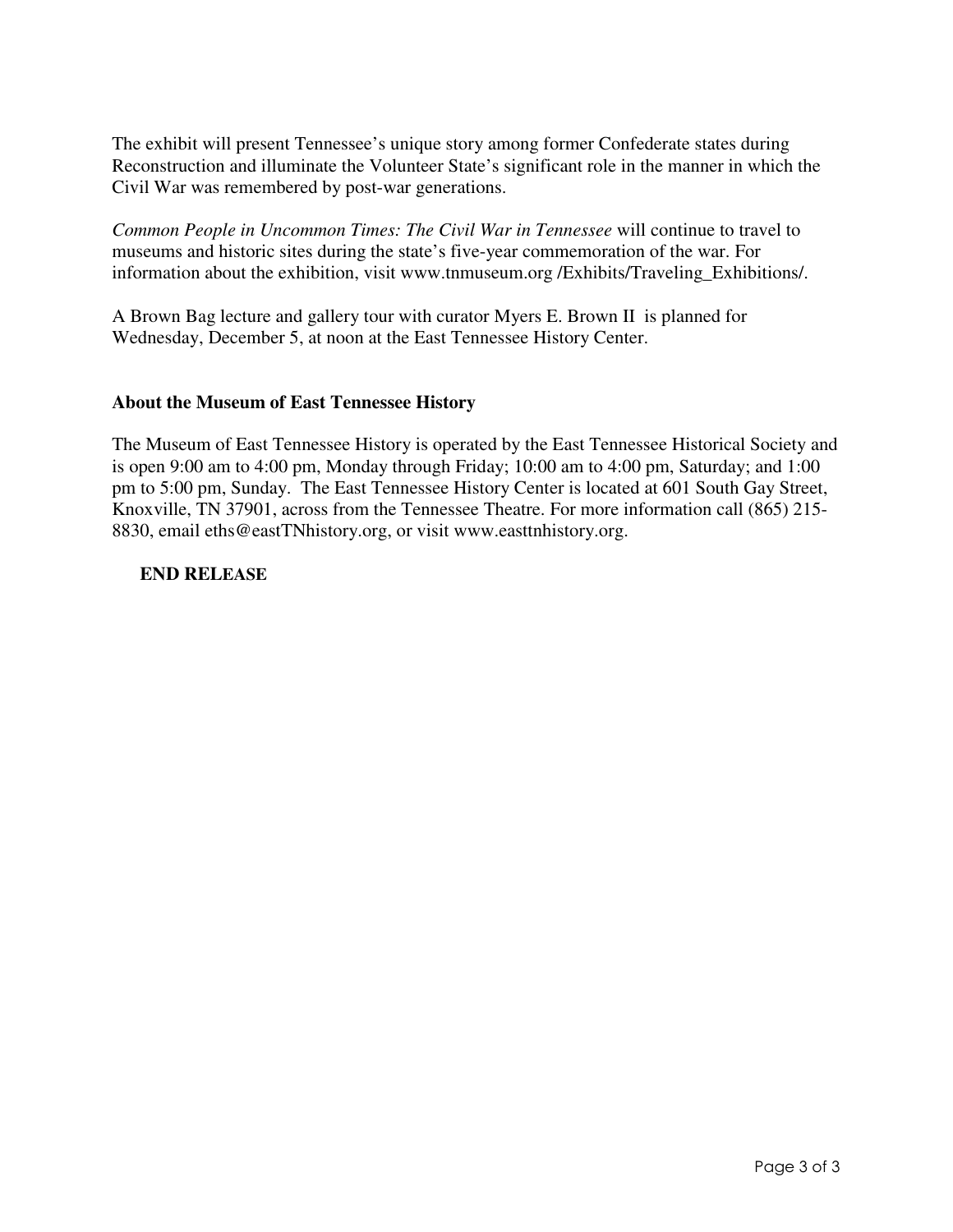The exhibit will present Tennessee's unique story among former Confederate states during Reconstruction and illuminate the Volunteer State's significant role in the manner in which the Civil War was remembered by post-war generations.

*Common People in Uncommon Times: The Civil War in Tennessee* will continue to travel to museums and historic sites during the state's five-year commemoration of the war. For information about the exhibition, visit www.tnmuseum.org /Exhibits/Traveling_Exhibitions/.

A Brown Bag lecture and gallery tour with curator Myers E. Brown II is planned for Wednesday, December 5, at noon at the East Tennessee History Center.

## About the Museum of East Tennessee History

The Museum of East Tennessee History is operated by the East Tennessee Historical Society and is open 9:00 am to 4:00 pm, Monday through Friday; 10:00 am to 4:00 pm, Saturday; and 1:00 pm to 5:00 pm, Sunday. The East Tennessee History Center is located at 601 South Gay Street, Knoxville, TN 37901, across from the Tennessee Theatre. For more information call (865) 215-8830, email eths@eastTNhistory.org, or visit www.easttnhistory.org.

**END RELEASE**